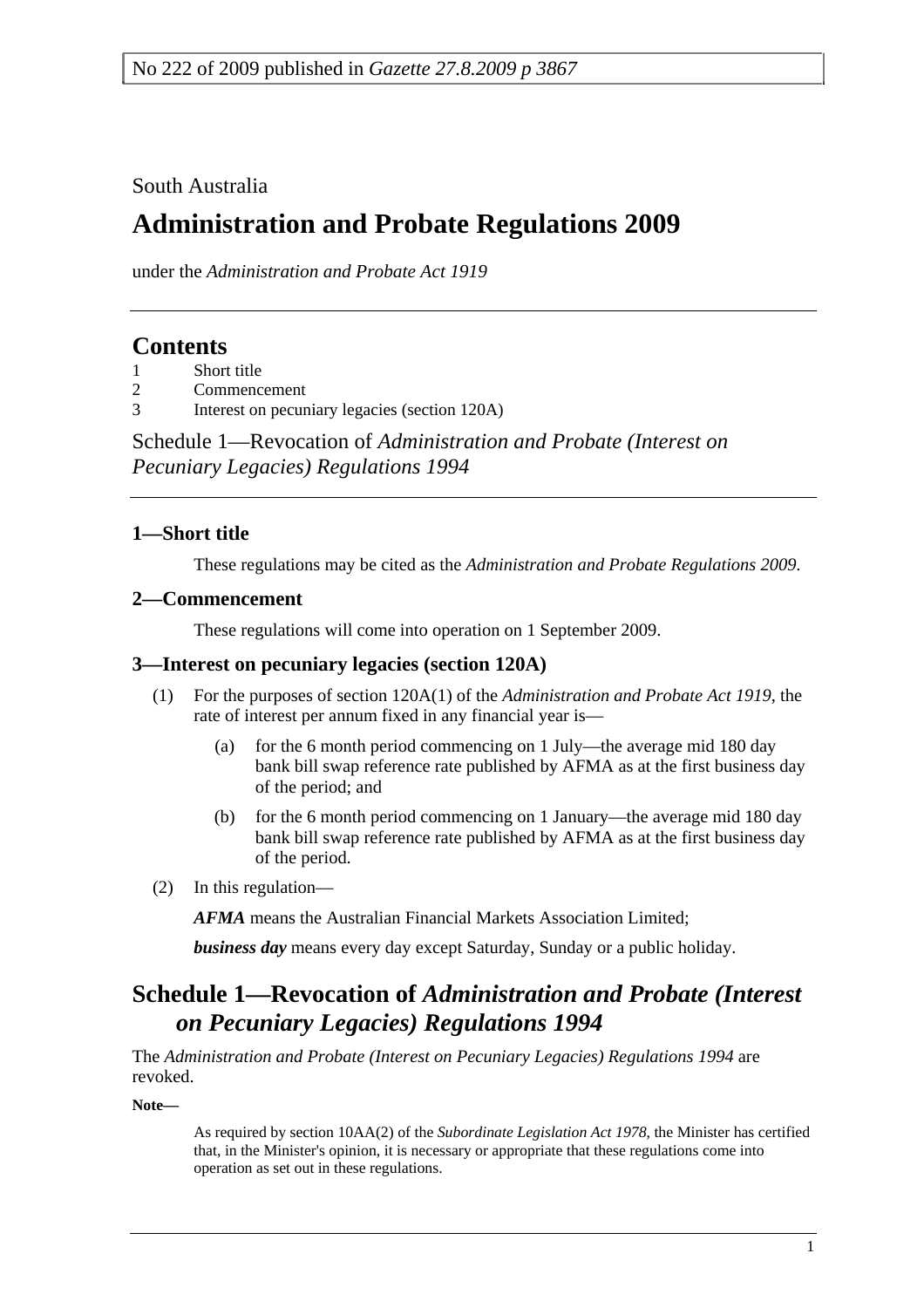No 222 of 2009 published in *Gazette 27.8.2009 p 3867*

South Australia

# Administration and Probate Regulations 2009

under the *Administration and Probate Act 1919*

## Contents

1 Short title
2 Commencement
3 Interest on pecuniary legacies (section 120A)

Schedule 1—Revocation of *Administration and Probate (Interest on Pecuniary Legacies) Regulations 1994*

### 1—Short title

These regulations may be cited as the *Administration and Probate Regulations 2009*.

### 2—Commencement

These regulations will come into operation on 1 September 2009.

### 3—Interest on pecuniary legacies (section 120A)

(1) For the purposes of section 120A(1) of the *Administration and Probate Act 1919*, the rate of interest per annum fixed in any financial year is—

(a) for the 6 month period commencing on 1 July—the average mid 180 day bank bill swap reference rate published by AFMA as at the first business day of the period; and

(b) for the 6 month period commencing on 1 January—the average mid 180 day bank bill swap reference rate published by AFMA as at the first business day of the period.

(2) In this regulation—

***AFMA*** means the Australian Financial Markets Association Limited;

***business day*** means every day except Saturday, Sunday or a public holiday.

## Schedule 1—Revocation of *Administration and Probate (Interest on Pecuniary Legacies) Regulations 1994*

The *Administration and Probate (Interest on Pecuniary Legacies) Regulations 1994* are revoked.

**Note—**

As required by section 10AA(2) of the *Subordinate Legislation Act 1978*, the Minister has certified that, in the Minister's opinion, it is necessary or appropriate that these regulations come into operation as set out in these regulations.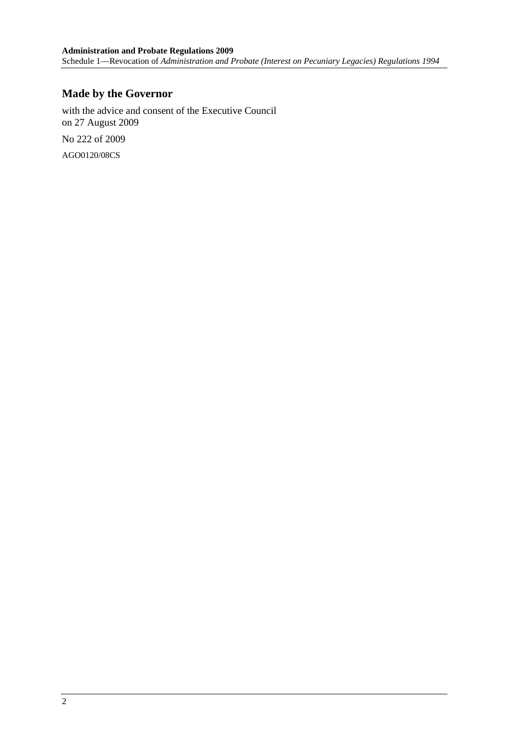## Made by the Governor

with the advice and consent of the Executive Council
on 27 August 2009

No 222 of 2009

AGO0120/08CS